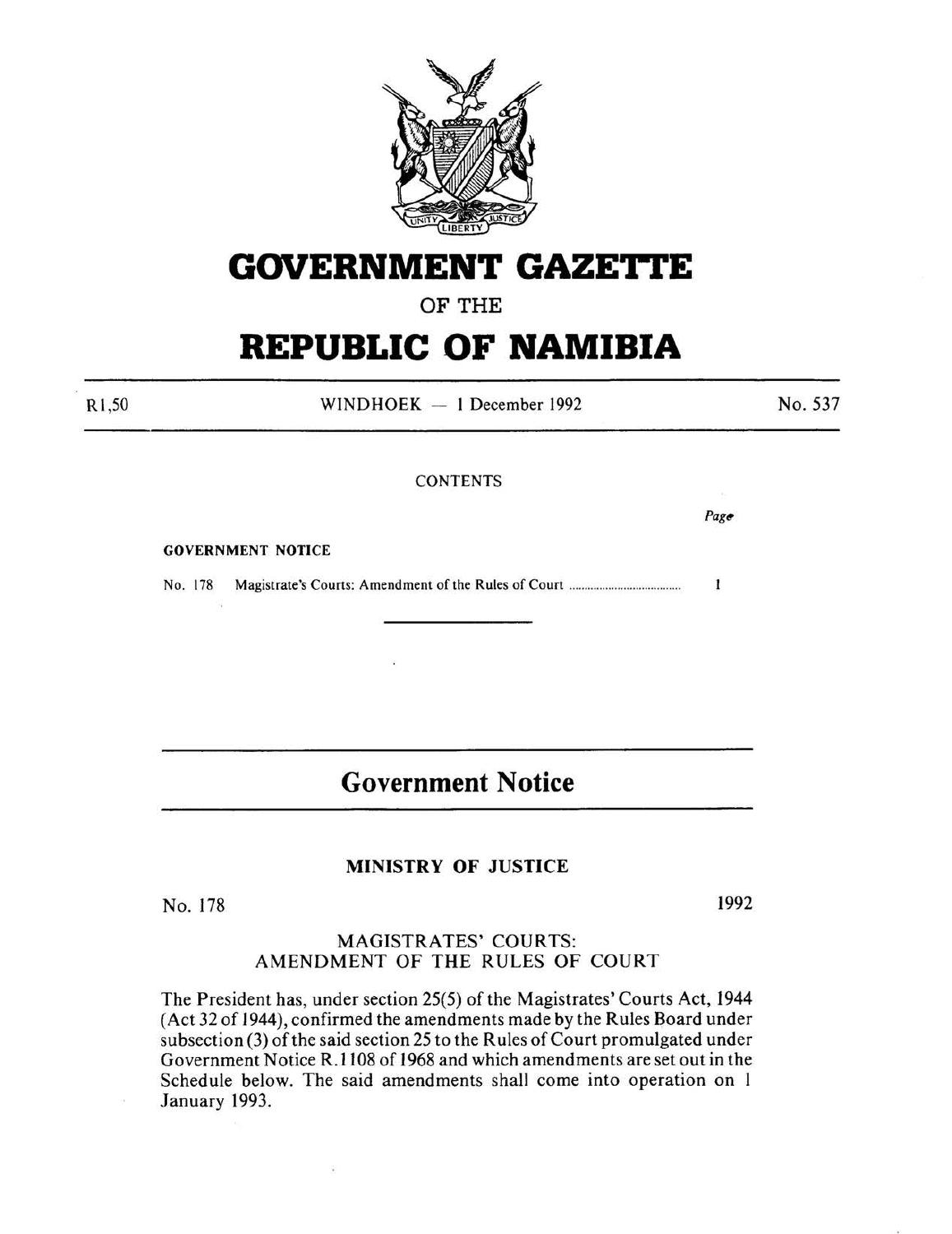# GOVERNMENT GAZETTE

OF THE

# REPUBLIC OF NAMIBIA

R1,50 WINDHOEK — 1 December 1992 No. 537

CONTENTS

| | Page |
|---|---|
| **GOVERNMENT NOTICE** | |
| No. 178 Magistrate's Courts: Amendment of the Rules of Court | 1 |

---

## Government Notice

### MINISTRY OF JUSTICE

No. 178 1992

MAGISTRATES' COURTS:
AMENDMENT OF THE RULES OF COURT

The President has, under section 25(5) of the Magistrates' Courts Act, 1944 (Act 32 of 1944), confirmed the amendments made by the Rules Board under subsection (3) of the said section 25 to the Rules of Court promulgated under Government Notice R.1108 of 1968 and which amendments are set out in the Schedule below. The said amendments shall come into operation on 1 January 1993.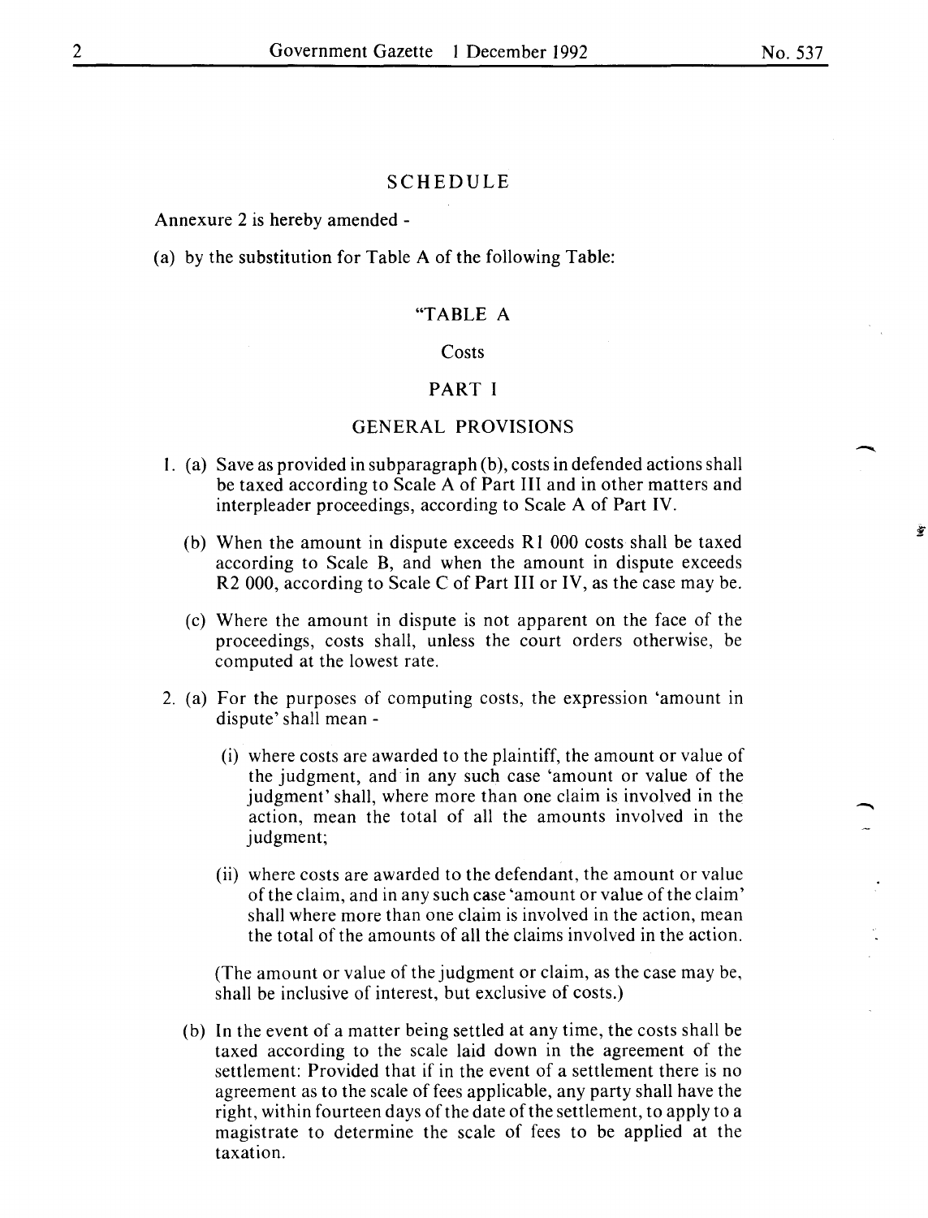## SCHEDULE

Annexure 2 is hereby amended -

(a) by the substitution for Table A of the following Table:

### "TABLE A

### Costs

### PART I

### GENERAL PROVISIONS

1. (a) Save as provided in subparagraph (b), costs in defended actions shall be taxed according to Scale A of Part III and in other matters and interpleader proceedings, according to Scale A of Part IV.

   (b) When the amount in dispute exceeds R1 000 costs shall be taxed according to Scale B, and when the amount in dispute exceeds R2 000, according to Scale C of Part III or IV, as the case may be.

   (c) Where the amount in dispute is not apparent on the face of the proceedings, costs shall, unless the court orders otherwise, be computed at the lowest rate.

2. (a) For the purposes of computing costs, the expression 'amount in dispute' shall mean -

   (i) where costs are awarded to the plaintiff, the amount or value of the judgment, and in any such case 'amount or value of the judgment' shall, where more than one claim is involved in the action, mean the total of all the amounts involved in the judgment;

   (ii) where costs are awarded to the defendant, the amount or value of the claim, and in any such case 'amount or value of the claim' shall where more than one claim is involved in the action, mean the total of the amounts of all the claims involved in the action.

   (The amount or value of the judgment or claim, as the case may be, shall be inclusive of interest, but exclusive of costs.)

   (b) In the event of a matter being settled at any time, the costs shall be taxed according to the scale laid down in the agreement of the settlement: Provided that if in the event of a settlement there is no agreement as to the scale of fees applicable, any party shall have the right, within fourteen days of the date of the settlement, to apply to a magistrate to determine the scale of fees to be applied at the taxation.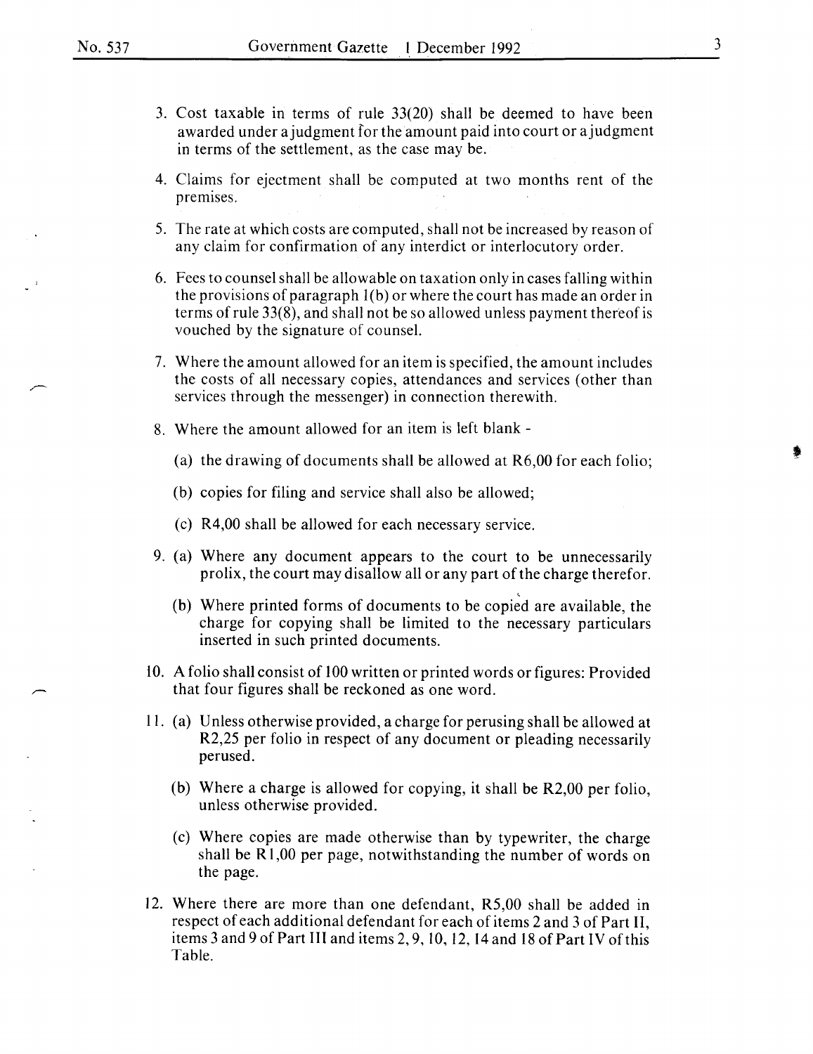3. Cost taxable in terms of rule 33(20) shall be deemed to have been awarded under a judgment for the amount paid into court or a judgment in terms of the settlement, as the case may be.

4. Claims for ejectment shall be computed at two months rent of the premises.

5. The rate at which costs are computed, shall not be increased by reason of any claim for confirmation of any interdict or interlocutory order.

6. Fees to counsel shall be allowable on taxation only in cases falling within the provisions of paragraph 1(b) or where the court has made an order in terms of rule 33(8), and shall not be so allowed unless payment thereof is vouched by the signature of counsel.

7. Where the amount allowed for an item is specified, the amount includes the costs of all necessary copies, attendances and services (other than services through the messenger) in connection therewith.

8. Where the amount allowed for an item is left blank -

   (a) the drawing of documents shall be allowed at R6,00 for each folio;

   (b) copies for filing and service shall also be allowed;

   (c) R4,00 shall be allowed for each necessary service.

9. (a) Where any document appears to the court to be unnecessarily prolix, the court may disallow all or any part of the charge therefor.

   (b) Where printed forms of documents to be copied are available, the charge for copying shall be limited to the necessary particulars inserted in such printed documents.

10. A folio shall consist of 100 written or printed words or figures: Provided that four figures shall be reckoned as one word.

11. (a) Unless otherwise provided, a charge for perusing shall be allowed at R2,25 per folio in respect of any document or pleading necessarily perused.

    (b) Where a charge is allowed for copying, it shall be R2,00 per folio, unless otherwise provided.

    (c) Where copies are made otherwise than by typewriter, the charge shall be R1,00 per page, notwithstanding the number of words on the page.

12. Where there are more than one defendant, R5,00 shall be added in respect of each additional defendant for each of items 2 and 3 of Part II, items 3 and 9 of Part III and items 2, 9, 10, 12, 14 and 18 of Part IV of this Table.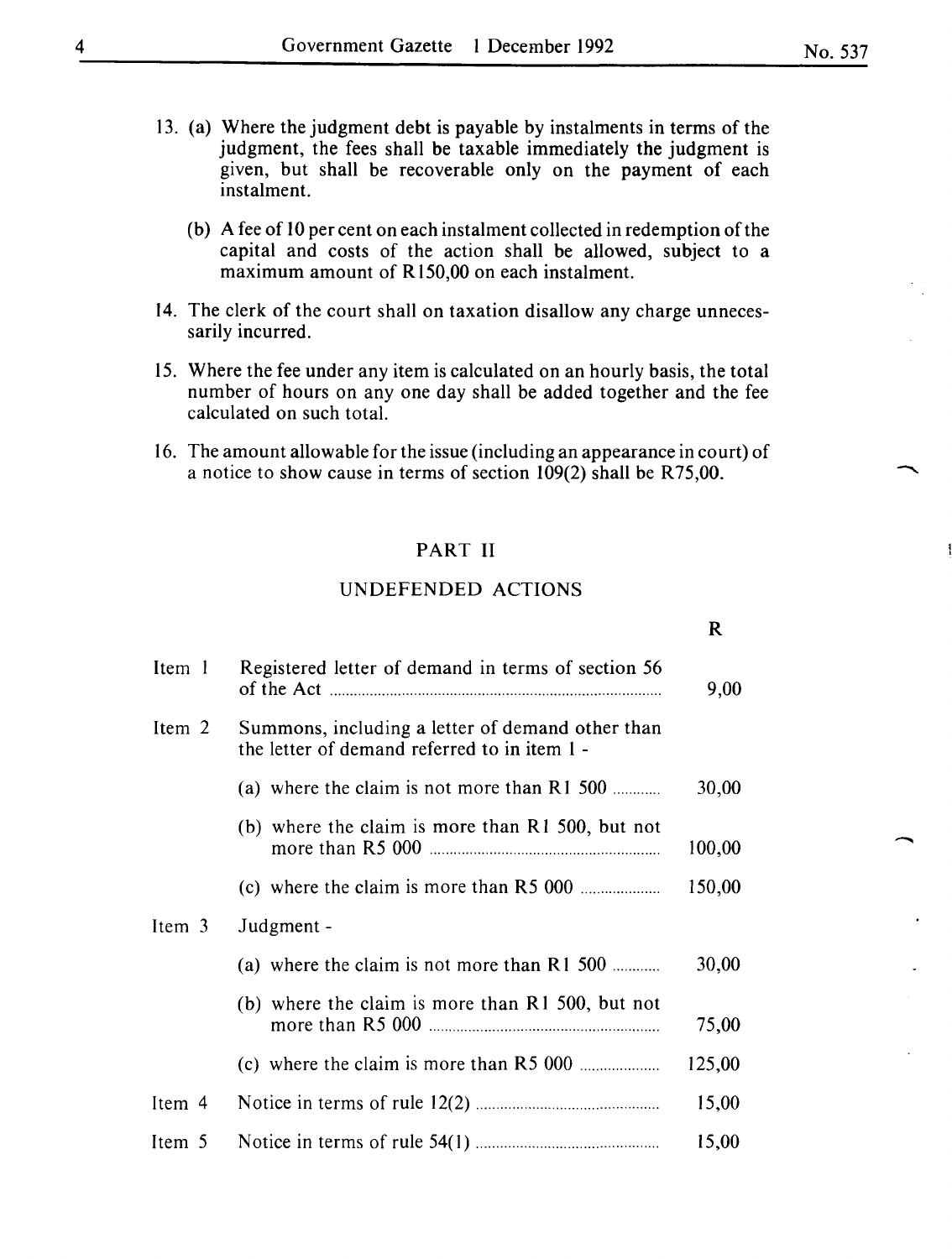13. (a) Where the judgment debt is payable by instalments in terms of the judgment, the fees shall be taxable immediately the judgment is given, but shall be recoverable only on the payment of each instalment.

    (b) A fee of 10 per cent on each instalment collected in redemption of the capital and costs of the action shall be allowed, subject to a maximum amount of R150,00 on each instalment.

14. The clerk of the court shall on taxation disallow any charge unnecessarily incurred.

15. Where the fee under any item is calculated on an hourly basis, the total number of hours on any one day shall be added together and the fee calculated on such total.

16. The amount allowable for the issue (including an appearance in court) of a notice to show cause in terms of section 109(2) shall be R75,00.

## PART II

## UNDEFENDED ACTIONS

| | | R |
|---|---|---|
| Item 1 | Registered letter of demand in terms of section 56 of the Act | 9,00 |
| Item 2 | Summons, including a letter of demand other than the letter of demand referred to in item 1 - | |
| | (a) where the claim is not more than R1 500 | 30,00 |
| | (b) where the claim is more than R1 500, but not more than R5 000 | 100,00 |
| | (c) where the claim is more than R5 000 | 150,00 |
| Item 3 | Judgment - | |
| | (a) where the claim is not more than R1 500 | 30,00 |
| | (b) where the claim is more than R1 500, but not more than R5 000 | 75,00 |
| | (c) where the claim is more than R5 000 | 125,00 |
| Item 4 | Notice in terms of rule 12(2) | 15,00 |
| Item 5 | Notice in terms of rule 54(1) | 15,00 |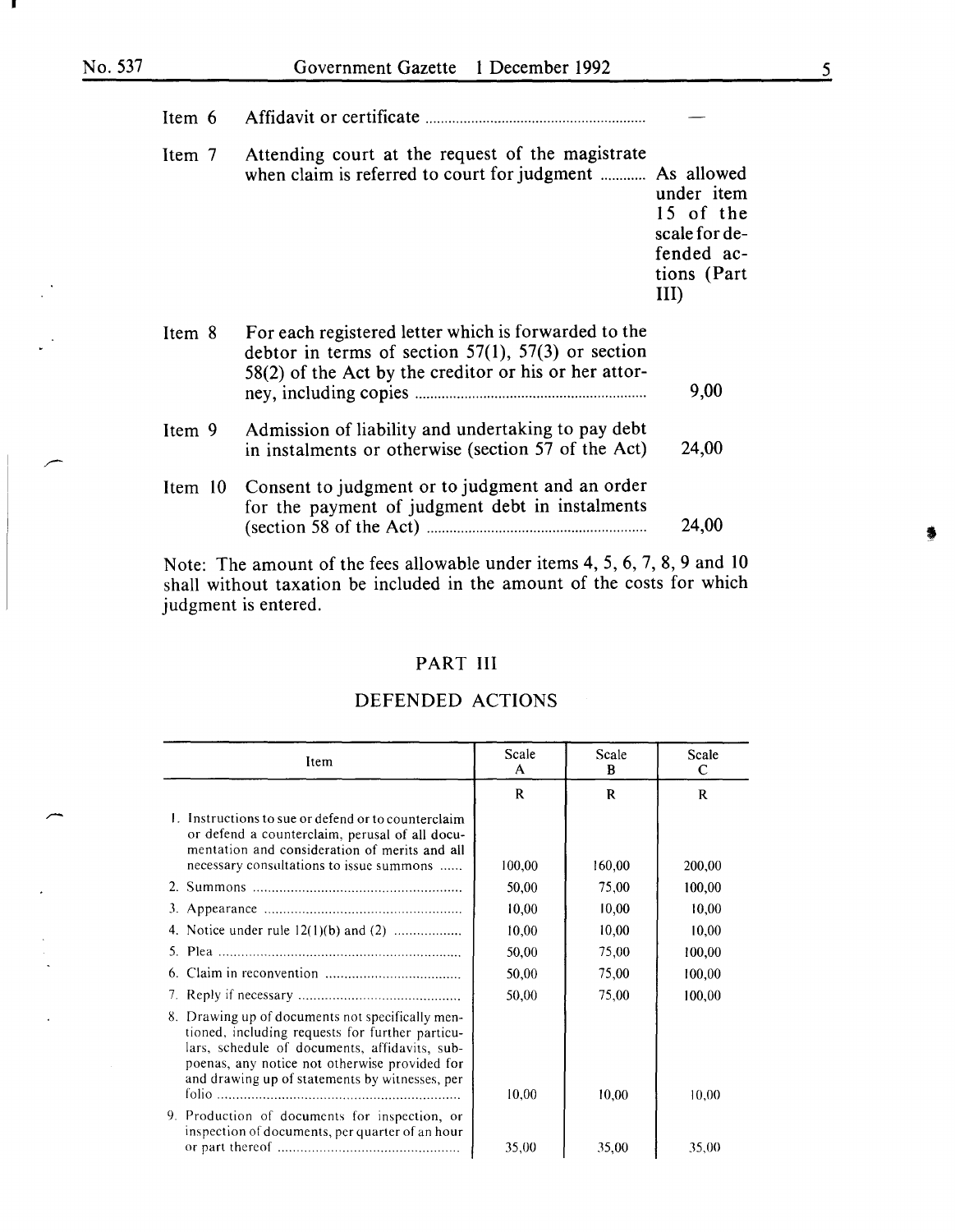| | | |
|---|---|---|
| Item 6 | Affidavit or certificate | — |
| Item 7 | Attending court at the request of the magistrate when claim is referred to court for judgment | As allowed under item 15 of the scale for defended actions (Part III) |
| Item 8 | For each registered letter which is forwarded to the debtor in terms of section 57(1), 57(3) or section 58(2) of the Act by the creditor or his or her attorney, including copies | 9,00 |
| Item 9 | Admission of liability and undertaking to pay debt in instalments or otherwise (section 57 of the Act) | 24,00 |
| Item 10 | Consent to judgment or to judgment and an order for the payment of judgment debt in instalments (section 58 of the Act) | 24,00 |

Note: The amount of the fees allowable under items 4, 5, 6, 7, 8, 9 and 10 shall without taxation be included in the amount of the costs for which judgment is entered.

## PART III

## DEFENDED ACTIONS

| Item | Scale A | Scale B | Scale C |
|---|---|---|---|
| | R | R | R |
| 1. Instructions to sue or defend or to counterclaim or defend a counterclaim, perusal of all documentation and consideration of merits and all necessary consultations to issue summons | 100,00 | 160,00 | 200,00 |
| 2. Summons | 50,00 | 75,00 | 100,00 |
| 3. Appearance | 10,00 | 10,00 | 10,00 |
| 4. Notice under rule 12(1)(b) and (2) | 10,00 | 10,00 | 10,00 |
| 5. Plea | 50,00 | 75,00 | 100,00 |
| 6. Claim in reconvention | 50,00 | 75,00 | 100,00 |
| 7. Reply if necessary | 50,00 | 75,00 | 100,00 |
| 8. Drawing up of documents not specifically mentioned, including requests for further particulars, schedule of documents, affidavits, subpoenas, any notice not otherwise provided for and drawing up of statements by witnesses, per folio | 10,00 | 10,00 | 10,00 |
| 9. Production of documents for inspection, or inspection of documents, per quarter of an hour or part thereof | 35,00 | 35,00 | 35,00 |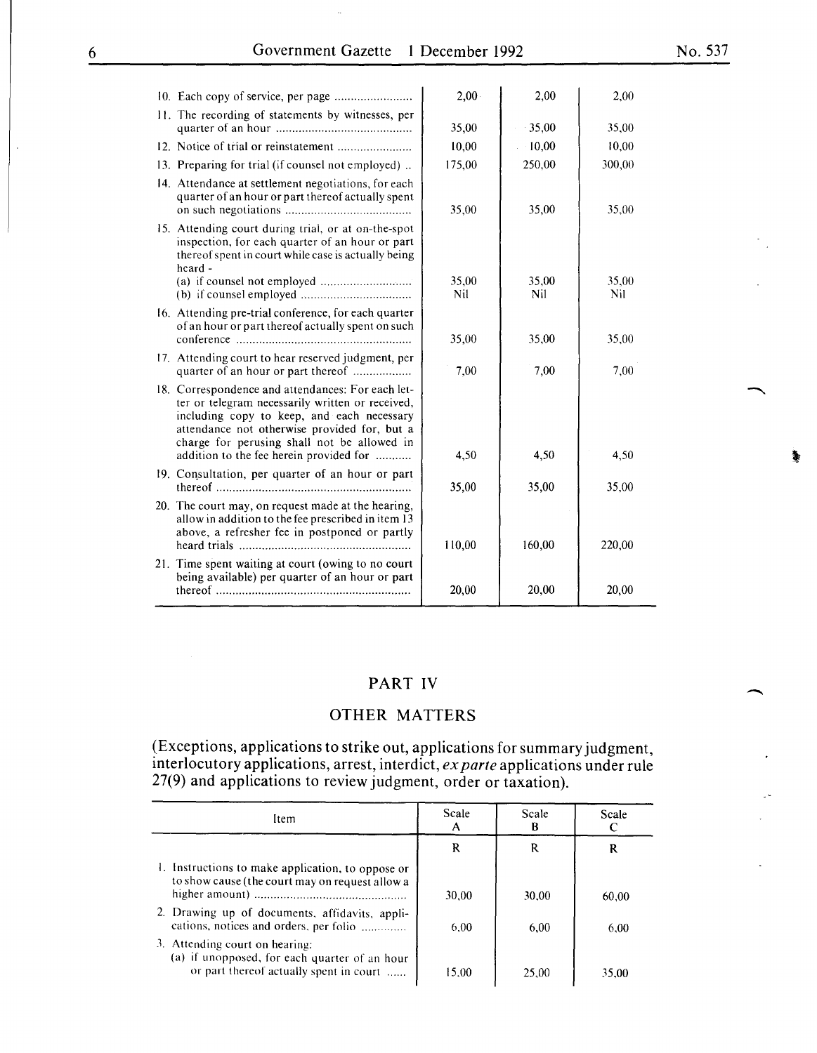| | | | |
|---|---|---|---|
| 10. Each copy of service, per page | 2,00 | 2,00 | 2,00 |
| 11. The recording of statements by witnesses, per quarter of an hour | 35,00 | 35,00 | 35,00 |
| 12. Notice of trial or reinstatement | 10,00 | 10,00 | 10,00 |
| 13. Preparing for trial (if counsel not employed) .. | 175,00 | 250,00 | 300,00 |
| 14. Attendance at settlement negotiations, for each quarter of an hour or part thereof actually spent on such negotiations | 35,00 | 35,00 | 35,00 |
| 15. Attending court during trial, or at on-the-spot inspection, for each quarter of an hour or part thereof spent in court while case is actually being heard - | | | |
| (a) if counsel not employed | 35,00 | 35,00 | 35,00 |
| (b) if counsel employed | Nil | Nil | Nil |
| 16. Attending pre-trial conference, for each quarter of an hour or part thereof actually spent on such conference | 35,00 | 35,00 | 35,00 |
| 17. Attending court to hear reserved judgment, per quarter of an hour or part thereof | 7,00 | 7,00 | 7,00 |
| 18. Correspondence and attendances: For each letter or telegram necessarily written or received, including copy to keep, and each necessary attendance not otherwise provided for, but a charge for perusing shall not be allowed in addition to the fee herein provided for | 4,50 | 4,50 | 4,50 |
| 19. Consultation, per quarter of an hour or part thereof | 35,00 | 35,00 | 35,00 |
| 20. The court may, on request made at the hearing, allow in addition to the fee prescribed in item 13 above, a refresher fee in postponed or partly heard trials | 110,00 | 160,00 | 220,00 |
| 21. Time spent waiting at court (owing to no court being available) per quarter of an hour or part thereof | 20,00 | 20,00 | 20,00 |

## PART IV

## OTHER MATTERS

(Exceptions, applications to strike out, applications for summary judgment, interlocutory applications, arrest, interdict, *ex parte* applications under rule 27(9) and applications to review judgment, order or taxation).

| Item | Scale A | Scale B | Scale C |
|---|---|---|---|
| | R | R | R |
| 1. Instructions to make application, to oppose or to show cause (the court may on request allow a higher amount) | 30,00 | 30,00 | 60,00 |
| 2. Drawing up of documents, affidavits, applications, notices and orders, per folio | 6,00 | 6,00 | 6,00 |
| 3. Attending court on hearing: | | | |
| (a) if unopposed, for each quarter of an hour or part thereof actually spent in court | 15,00 | 25,00 | 35,00 |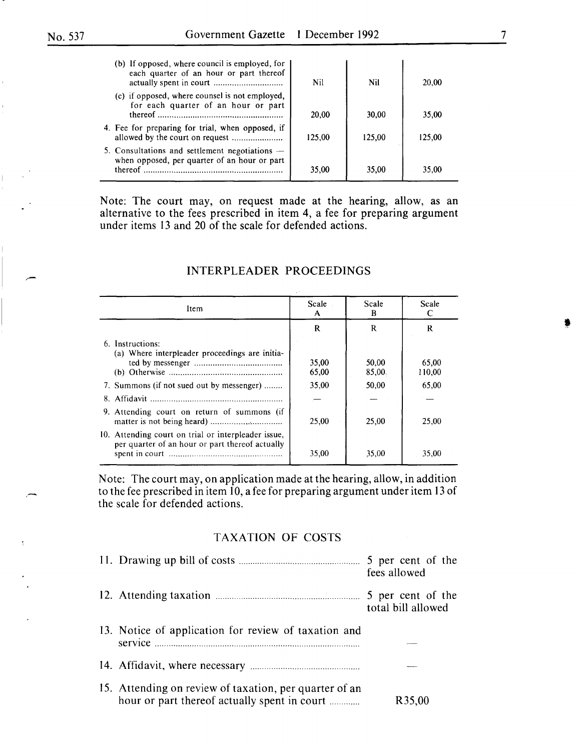| | | | |
|---|---|---|---|
| (b) If opposed, where council is employed, for each quarter of an hour or part thereof actually spent in court | Nil | Nil | 20,00 |
| (c) if opposed, where counsel is not employed, for each quarter of an hour or part thereof | 20,00 | 30,00 | 35,00 |
| 4. Fee for preparing for trial, when opposed, if allowed by the court on request | 125,00 | 125,00 | 125,00 |
| 5. Consultations and settlement negotiations — when opposed, per quarter of an hour or part thereof | 35,00 | 35,00 | 35,00 |

Note: The court may, on request made at the hearing, allow, as an alternative to the fees prescribed in item 4, a fee for preparing argument under items 13 and 20 of the scale for defended actions.

## INTERPLEADER PROCEEDINGS

| Item | Scale A | Scale B | Scale C |
|---|---|---|---|
| | R | R | R |
| 6. Instructions: | | | |
| (a) Where interpleader proceedings are initiated by messenger | 35,00 | 50,00 | 65,00 |
| (b) Otherwise | 65,00 | 85,00 | 110,00 |
| 7. Summons (if not sued out by messenger) | 35,00 | 50,00 | 65,00 |
| 8. Affidavit | — | — | — |
| 9. Attending court on return of summons (if matter is not being heard) | 25,00 | 25,00 | 25,00 |
| 10. Attending court on trial or interpleader issue, per quarter of an hour or part thereof actually spent in court | 35,00 | 35,00 | 35,00 |

Note: The court may, on application made at the hearing, allow, in addition to the fee prescribed in item 10, a fee for preparing argument under item 13 of the scale for defended actions.

## TAXATION OF COSTS

| | |
|---|---|
| 11. Drawing up bill of costs | 5 per cent of the fees allowed |
| 12. Attending taxation | 5 per cent of the total bill allowed |
| 13. Notice of application for review of taxation and service | — |
| 14. Affidavit, where necessary | — |
| 15. Attending on review of taxation, per quarter of an hour or part thereof actually spent in court | R35,00 |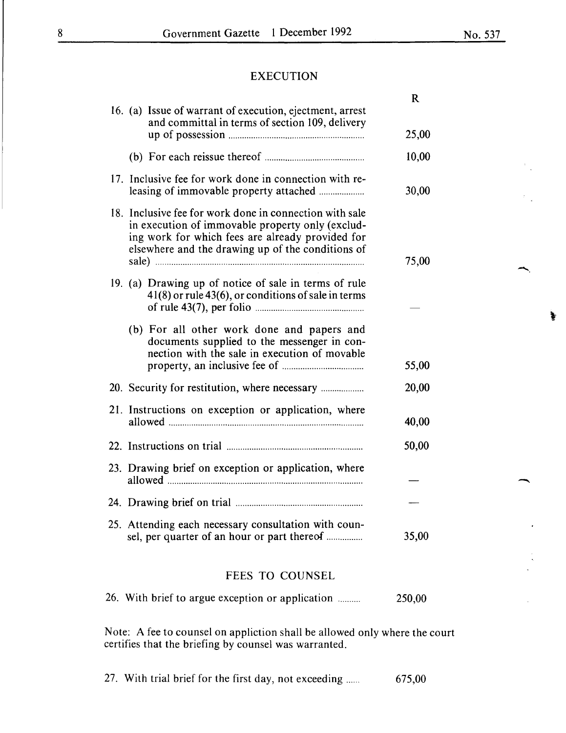## EXECUTION

| | R |
|---|---|
| 16. (a) Issue of warrant of execution, ejectment, arrest and committal in terms of section 109, delivery up of possession | 25,00 |
| (b) For each reissue thereof | 10,00 |
| 17. Inclusive fee for work done in connection with re-leasing of immovable property attached | 30,00 |
| 18. Inclusive fee for work done in connection with sale in execution of immovable property only (excluding work for which fees are already provided for elsewhere and the drawing up of the conditions of sale) | 75,00 |
| 19. (a) Drawing up of notice of sale in terms of rule 41(8) or rule 43(6), or conditions of sale in terms of rule 43(7), per folio | — |
| (b) For all other work done and papers and documents supplied to the messenger in connection with the sale in execution of movable property, an inclusive fee of | 55,00 |
| 20. Security for restitution, where necessary | 20,00 |
| 21. Instructions on exception or application, where allowed | 40,00 |
| 22. Instructions on trial | 50,00 |
| 23. Drawing brief on exception or application, where allowed | — |
| 24. Drawing brief on trial | — |
| 25. Attending each necessary consultation with counsel, per quarter of an hour or part thereof | 35,00 |

## FEES TO COUNSEL

| | |
|---|---|
| 26. With brief to argue exception or application | 250,00 |

Note: A fee to counsel on appliction shall be allowed only where the court certifies that the briefing by counsel was warranted.

| | |
|---|---|
| 27. With trial brief for the first day, not exceeding | 675,00 |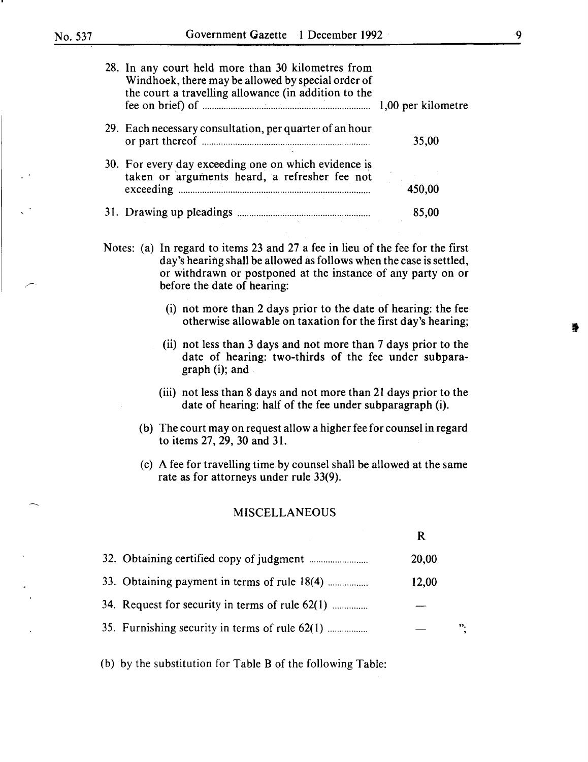| | |
|---|---|
| 28. In any court held more than 30 kilometres from Windhoek, there may be allowed by special order of the court a travelling allowance (in addition to the fee on brief) of | 1,00 per kilometre |
| 29. Each necessary consultation, per quarter of an hour or part thereof | 35,00 |
| 30. For every day exceeding one on which evidence is taken or arguments heard, a refresher fee not exceeding | 450,00 |
| 31. Drawing up pleadings | 85,00 |

Notes: (a) In regard to items 23 and 27 a fee in lieu of the fee for the first day's hearing shall be allowed as follows when the case is settled, or withdrawn or postponed at the instance of any party on or before the date of hearing:

(i) not more than 2 days prior to the date of hearing: the fee otherwise allowable on taxation for the first day's hearing;

(ii) not less than 3 days and not more than 7 days prior to the date of hearing: two-thirds of the fee under subparagraph (i); and

(iii) not less than 8 days and not more than 21 days prior to the date of hearing: half of the fee under subparagraph (i).

(b) The court may on request allow a higher fee for counsel in regard to items 27, 29, 30 and 31.

(c) A fee for travelling time by counsel shall be allowed at the same rate as for attorneys under rule 33(9).

MISCELLANEOUS

| | R |
|---|---|
| 32. Obtaining certified copy of judgment | 20,00 |
| 33. Obtaining payment in terms of rule 18(4) | 12,00 |
| 34. Request for security in terms of rule 62(1) | — |
| 35. Furnishing security in terms of rule 62(1) | — "; |

(b) by the substitution for Table B of the following Table: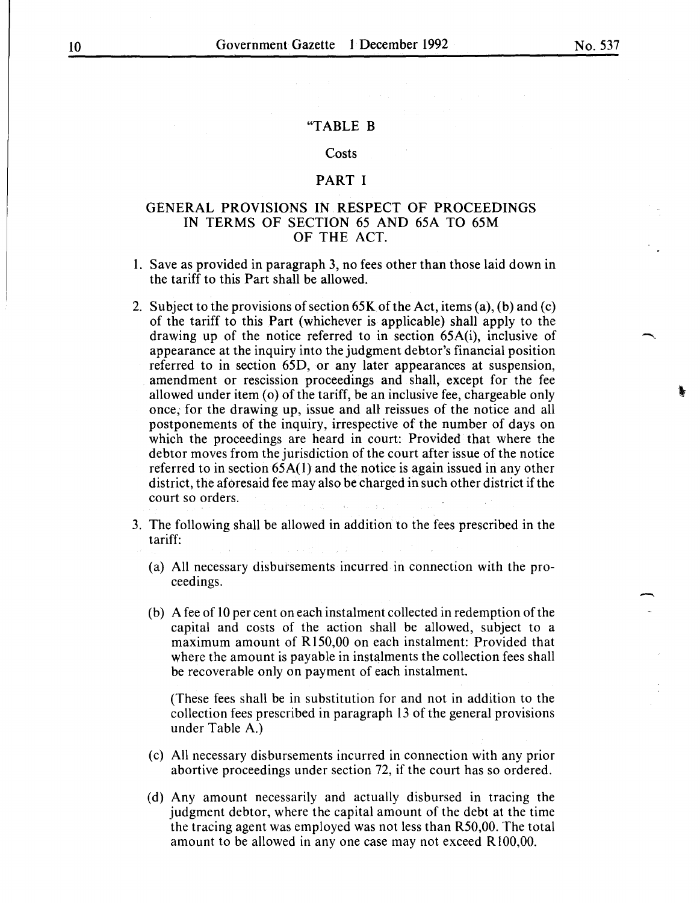"TABLE B

Costs

PART I

GENERAL PROVISIONS IN RESPECT OF PROCEEDINGS IN TERMS OF SECTION 65 AND 65A TO 65M OF THE ACT.

1. Save as provided in paragraph 3, no fees other than those laid down in the tariff to this Part shall be allowed.

2. Subject to the provisions of section 65K of the Act, items (a), (b) and (c) of the tariff to this Part (whichever is applicable) shall apply to the drawing up of the notice referred to in section 65A(i), inclusive of appearance at the inquiry into the judgment debtor's financial position referred to in section 65D, or any later appearances at suspension, amendment or rescission proceedings and shall, except for the fee allowed under item (o) of the tariff, be an inclusive fee, chargeable only once, for the drawing up, issue and all reissues of the notice and all postponements of the inquiry, irrespective of the number of days on which the proceedings are heard in court: Provided that where the debtor moves from the jurisdiction of the court after issue of the notice referred to in section 65A(1) and the notice is again issued in any other district, the aforesaid fee may also be charged in such other district if the court so orders.

3. The following shall be allowed in addition to the fees prescribed in the tariff:

   (a) All necessary disbursements incurred in connection with the proceedings.

   (b) A fee of 10 per cent on each instalment collected in redemption of the capital and costs of the action shall be allowed, subject to a maximum amount of R150,00 on each instalment: Provided that where the amount is payable in instalments the collection fees shall be recoverable only on payment of each instalment.

   (These fees shall be in substitution for and not in addition to the collection fees prescribed in paragraph 13 of the general provisions under Table A.)

   (c) All necessary disbursements incurred in connection with any prior abortive proceedings under section 72, if the court has so ordered.

   (d) Any amount necessarily and actually disbursed in tracing the judgment debtor, where the capital amount of the debt at the time the tracing agent was employed was not less than R50,00. The total amount to be allowed in any one case may not exceed R100,00.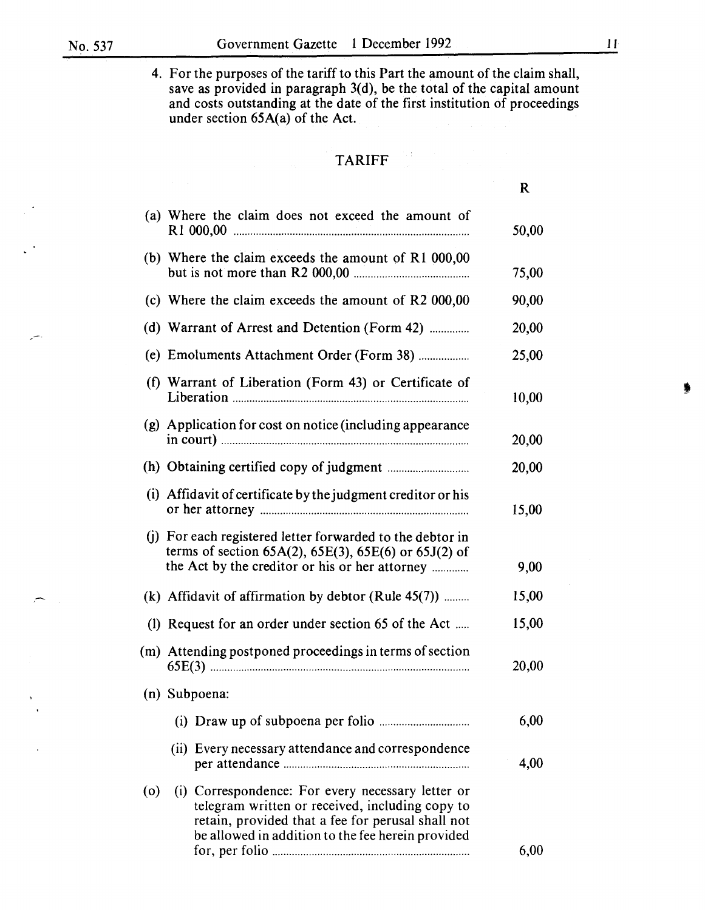4. For the purposes of the tariff to this Part the amount of the claim shall, save as provided in paragraph 3(d), be the total of the capital amount and costs outstanding at the date of the first institution of proceedings under section 65A(a) of the Act.

## TARIFF

| | R |
|---|---|
| (a) Where the claim does not exceed the amount of R1 000,00 | 50,00 |
| (b) Where the claim exceeds the amount of R1 000,00 but is not more than R2 000,00 | 75,00 |
| (c) Where the claim exceeds the amount of R2 000,00 | 90,00 |
| (d) Warrant of Arrest and Detention (Form 42) | 20,00 |
| (e) Emoluments Attachment Order (Form 38) | 25,00 |
| (f) Warrant of Liberation (Form 43) or Certificate of Liberation | 10,00 |
| (g) Application for cost on notice (including appearance in court) | 20,00 |
| (h) Obtaining certified copy of judgment | 20,00 |
| (i) Affidavit of certificate by the judgment creditor or his or her attorney | 15,00 |
| (j) For each registered letter forwarded to the debtor in terms of section 65A(2), 65E(3), 65E(6) or 65J(2) of the Act by the creditor or his or her attorney | 9,00 |
| (k) Affidavit of affirmation by debtor (Rule 45(7)) | 15,00 |
| (l) Request for an order under section 65 of the Act | 15,00 |
| (m) Attending postponed proceedings in terms of section 65E(3) | 20,00 |
| (n) Subpoena: | |
| (i) Draw up of subpoena per folio | 6,00 |
| (ii) Every necessary attendance and correspondence per attendance | 4,00 |
| (o) (i) Correspondence: For every necessary letter or telegram written or received, including copy to retain, provided that a fee for perusal shall not be allowed in addition to the fee herein provided for, per folio | 6,00 |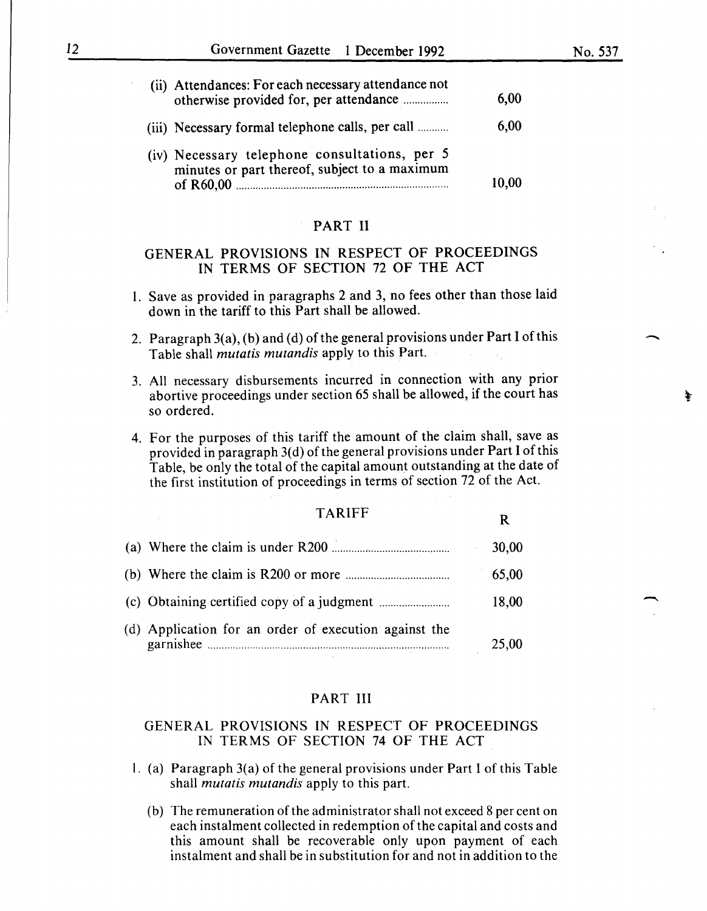| | |
|---|---|
| (ii) Attendances: For each necessary attendance not otherwise provided for, per attendance | 6,00 |
| (iii) Necessary formal telephone calls, per call | 6,00 |
| (iv) Necessary telephone consultations, per 5 minutes or part thereof, subject to a maximum of R60,00 | 10,00 |

## PART II

## GENERAL PROVISIONS IN RESPECT OF PROCEEDINGS IN TERMS OF SECTION 72 OF THE ACT

1. Save as provided in paragraphs 2 and 3, no fees other than those laid down in the tariff to this Part shall be allowed.
2. Paragraph 3(a), (b) and (d) of the general provisions under Part I of this Table shall *mutatis mutandis* apply to this Part.
3. All necessary disbursements incurred in connection with any prior abortive proceedings under section 65 shall be allowed, if the court has so ordered.
4. For the purposes of this tariff the amount of the claim shall, save as provided in paragraph 3(d) of the general provisions under Part I of this Table, be only the total of the capital amount outstanding at the date of the first institution of proceedings in terms of section 72 of the Act.

| TARIFF | R |
|---|---|
| (a) Where the claim is under R200 | 30,00 |
| (b) Where the claim is R200 or more | 65,00 |
| (c) Obtaining certified copy of a judgment | 18,00 |
| (d) Application for an order of execution against the garnishee | 25,00 |

## PART III

## GENERAL PROVISIONS IN RESPECT OF PROCEEDINGS IN TERMS OF SECTION 74 OF THE ACT

1. (a) Paragraph 3(a) of the general provisions under Part I of this Table shall *mutatis mutandis* apply to this part.

   (b) The remuneration of the administrator shall not exceed 8 per cent on each instalment collected in redemption of the capital and costs and this amount shall be recoverable only upon payment of each instalment and shall be in substitution for and not in addition to the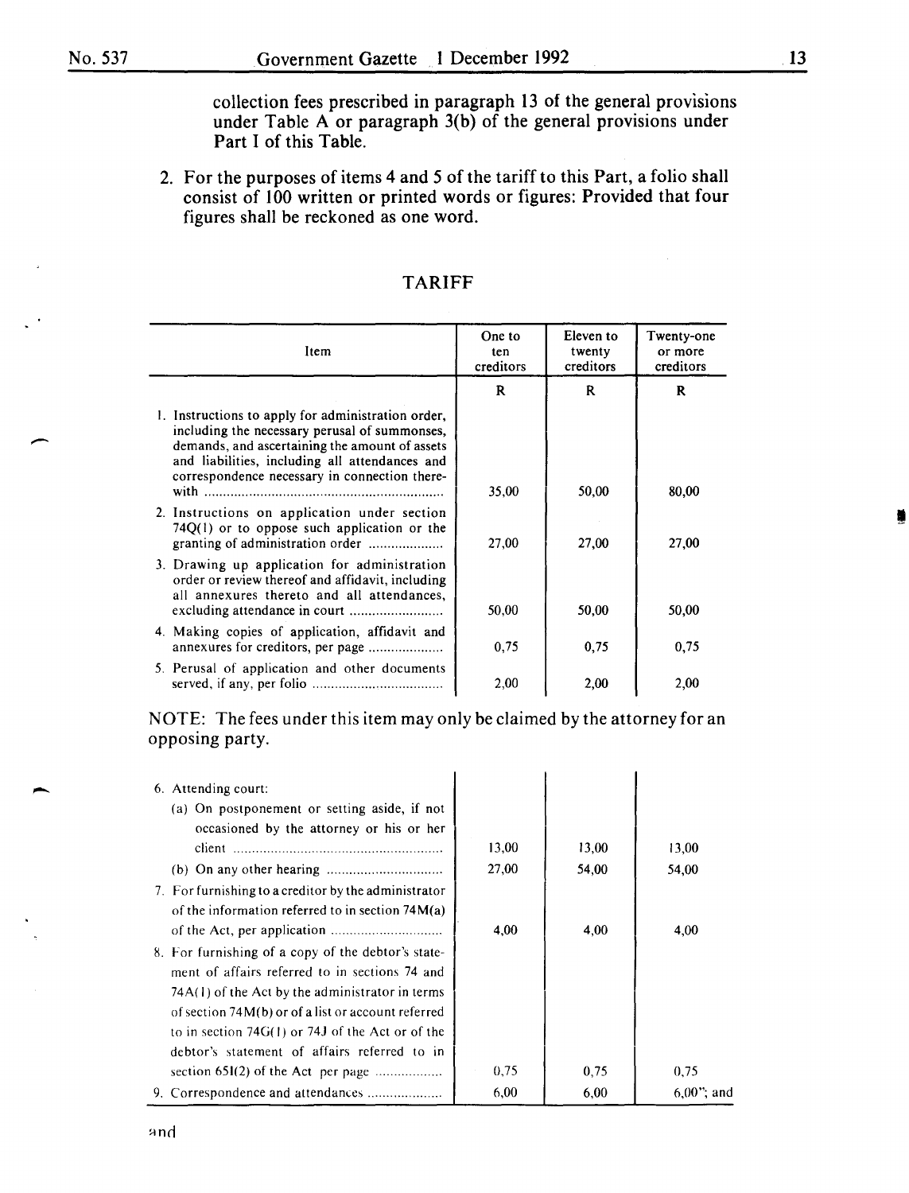collection fees prescribed in paragraph 13 of the general provisions under Table A or paragraph 3(b) of the general provisions under Part I of this Table.

2. For the purposes of items 4 and 5 of the tariff to this Part, a folio shall consist of 100 written or printed words or figures: Provided that four figures shall be reckoned as one word.

## TARIFF

| Item | One to ten creditors | Eleven to twenty creditors | Twenty-one or more creditors |
|---|---|---|---|
| | R | R | R |
| 1. Instructions to apply for administration order, including the necessary perusal of summonses, demands, and ascertaining the amount of assets and liabilities, including all attendances and correspondence necessary in connection therewith | 35,00 | 50,00 | 80,00 |
| 2. Instructions on application under section 74Q(1) or to oppose such application or the granting of administration order | 27,00 | 27,00 | 27,00 |
| 3. Drawing up application for administration order or review thereof and affidavit, including all annexures thereto and all attendances, excluding attendance in court | 50,00 | 50,00 | 50,00 |
| 4. Making copies of application, affidavit and annexures for creditors, per page | 0,75 | 0,75 | 0,75 |
| 5. Perusal of application and other documents served, if any, per folio | 2,00 | 2,00 | 2,00 |

NOTE: The fees under this item may only be claimed by the attorney for an opposing party.

| Item | One to ten creditors | Eleven to twenty creditors | Twenty-one or more creditors |
|---|---|---|---|
| 6. Attending court: | | | |
| (a) On postponement or setting aside, if not occasioned by the attorney or his or her client | 13,00 | 13,00 | 13,00 |
| (b) On any other hearing | 27,00 | 54,00 | 54,00 |
| 7. For furnishing to a creditor by the administrator of the information referred to in section 74M(a) of the Act, per application | 4,00 | 4,00 | 4,00 |
| 8. For furnishing of a copy of the debtor's statement of affairs referred to in sections 74 and 74A(1) of the Act by the administrator in terms of section 74M(b) or of a list or account referred to in section 74G(1) or 74J of the Act or of the debtor's statement of affairs referred to in section 65I(2) of the Act per page | 0,75 | 0,75 | 0,75 |
| 9. Correspondence and attendances | 6,00 | 6,00 | 6,00"; and |

and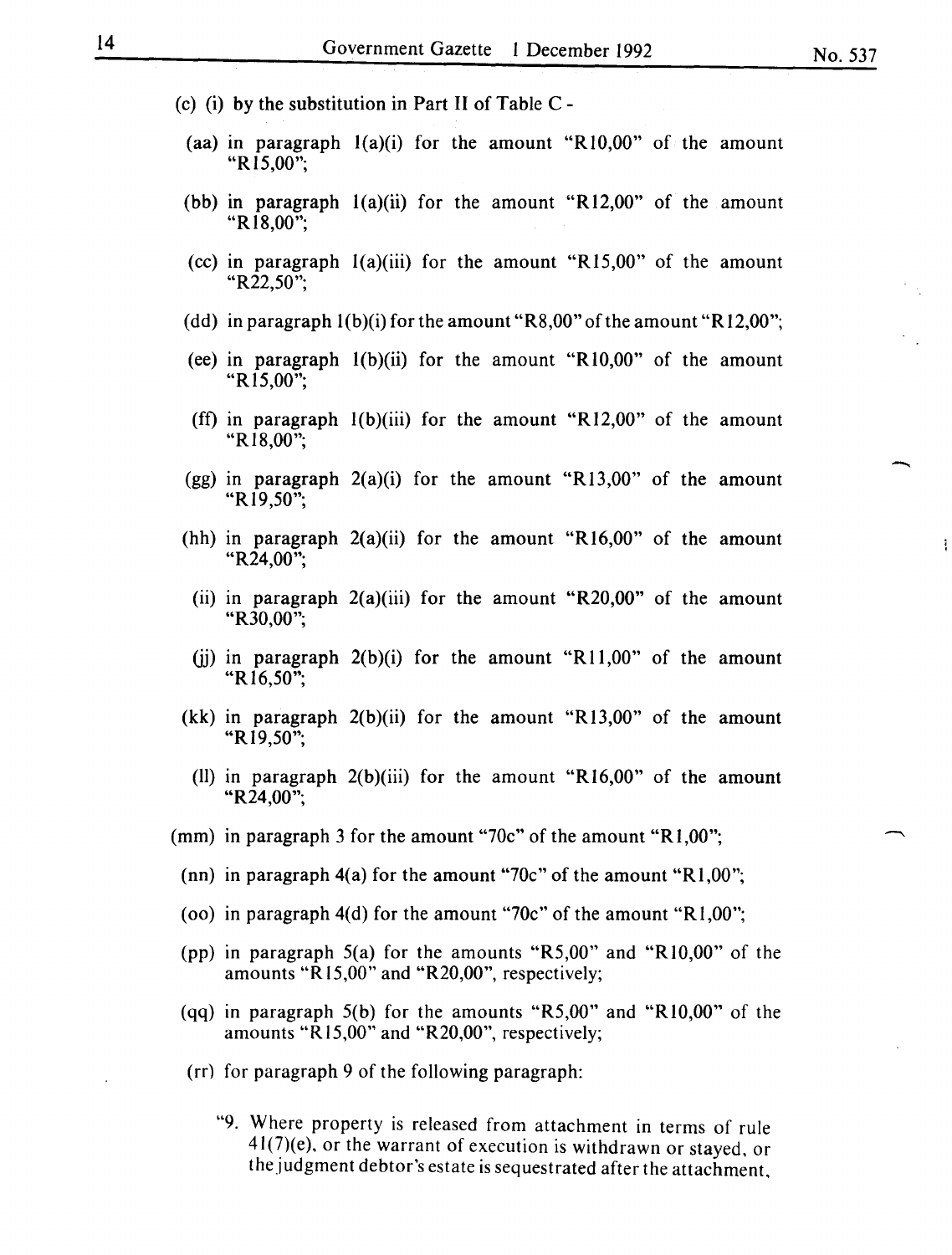(c) (i) by the substitution in Part II of Table C -

(aa) in paragraph 1(a)(i) for the amount "R10,00" of the amount "R15,00";

(bb) in paragraph 1(a)(ii) for the amount "R12,00" of the amount "R18,00";

(cc) in paragraph 1(a)(iii) for the amount "R15,00" of the amount "R22,50";

(dd) in paragraph 1(b)(i) for the amount "R8,00" of the amount "R12,00";

(ee) in paragraph 1(b)(ii) for the amount "R10,00" of the amount "R15,00";

(ff) in paragraph 1(b)(iii) for the amount "R12,00" of the amount "R18,00";

(gg) in paragraph 2(a)(i) for the amount "R13,00" of the amount "R19,50";

(hh) in paragraph 2(a)(ii) for the amount "R16,00" of the amount "R24,00";

(ii) in paragraph 2(a)(iii) for the amount "R20,00" of the amount "R30,00";

(jj) in paragraph 2(b)(i) for the amount "R11,00" of the amount "R16,50";

(kk) in paragraph 2(b)(ii) for the amount "R13,00" of the amount "R19,50";

(ll) in paragraph 2(b)(iii) for the amount "R16,00" of the amount "R24,00";

(mm) in paragraph 3 for the amount "70c" of the amount "R1,00";

(nn) in paragraph 4(a) for the amount "70c" of the amount "R1,00";

(oo) in paragraph 4(d) for the amount "70c" of the amount "R1,00";

(pp) in paragraph 5(a) for the amounts "R5,00" and "R10,00" of the amounts "R15,00" and "R20,00", respectively;

(qq) in paragraph 5(b) for the amounts "R5,00" and "R10,00" of the amounts "R15,00" and "R20,00", respectively;

(rr) for paragraph 9 of the following paragraph:

"9. Where property is released from attachment in terms of rule 41(7)(e), or the warrant of execution is withdrawn or stayed, or the judgment debtor's estate is sequestrated after the attachment,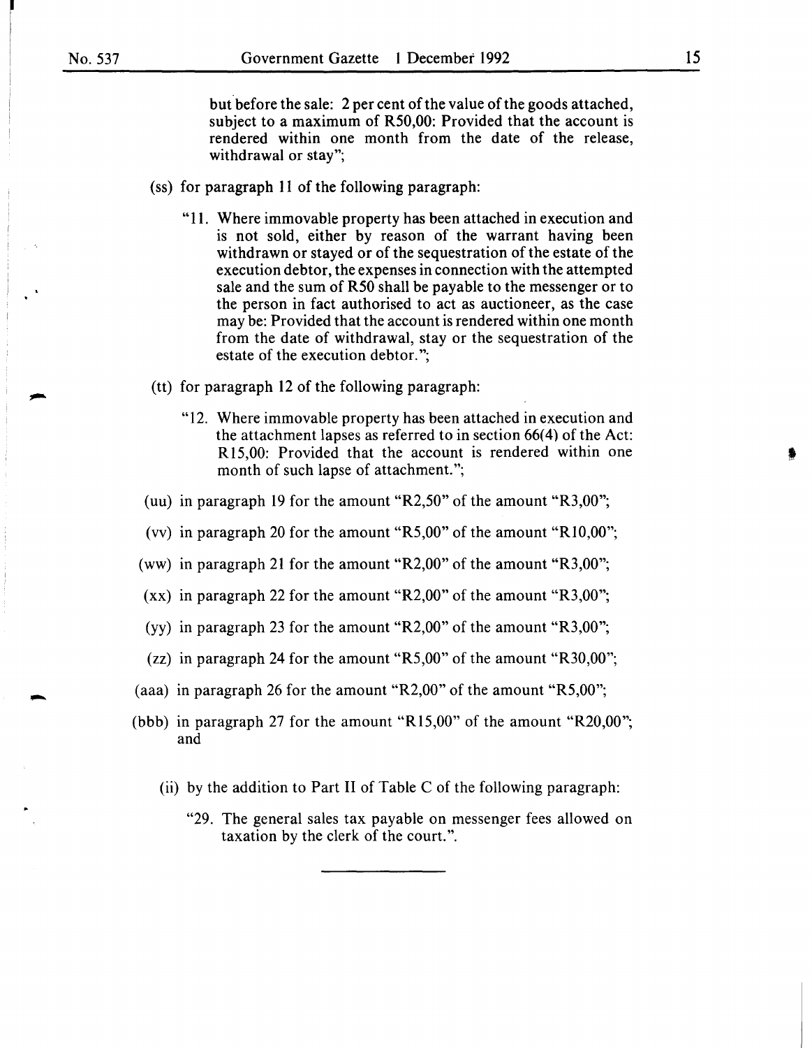but before the sale: 2 per cent of the value of the goods attached, subject to a maximum of R50,00: Provided that the account is rendered within one month from the date of the release, withdrawal or stay";

(ss) for paragraph 11 of the following paragraph:

"11. Where immovable property has been attached in execution and is not sold, either by reason of the warrant having been withdrawn or stayed or of the sequestration of the estate of the execution debtor, the expenses in connection with the attempted sale and the sum of R50 shall be payable to the messenger or to the person in fact authorised to act as auctioneer, as the case may be: Provided that the account is rendered within one month from the date of withdrawal, stay or the sequestration of the estate of the execution debtor.";

(tt) for paragraph 12 of the following paragraph:

"12. Where immovable property has been attached in execution and the attachment lapses as referred to in section 66(4) of the Act: R15,00: Provided that the account is rendered within one month of such lapse of attachment.";

(uu) in paragraph 19 for the amount "R2,50" of the amount "R3,00";

(vv) in paragraph 20 for the amount "R5,00" of the amount "R10,00";

(ww) in paragraph 21 for the amount "R2,00" of the amount "R3,00";

(xx) in paragraph 22 for the amount "R2,00" of the amount "R3,00";

(yy) in paragraph 23 for the amount "R2,00" of the amount "R3,00";

(zz) in paragraph 24 for the amount "R5,00" of the amount "R30,00";

(aaa) in paragraph 26 for the amount "R2,00" of the amount "R5,00";

(bbb) in paragraph 27 for the amount "R15,00" of the amount "R20,00"; and

(ii) by the addition to Part II of Table C of the following paragraph:

"29. The general sales tax payable on messenger fees allowed on taxation by the clerk of the court.".